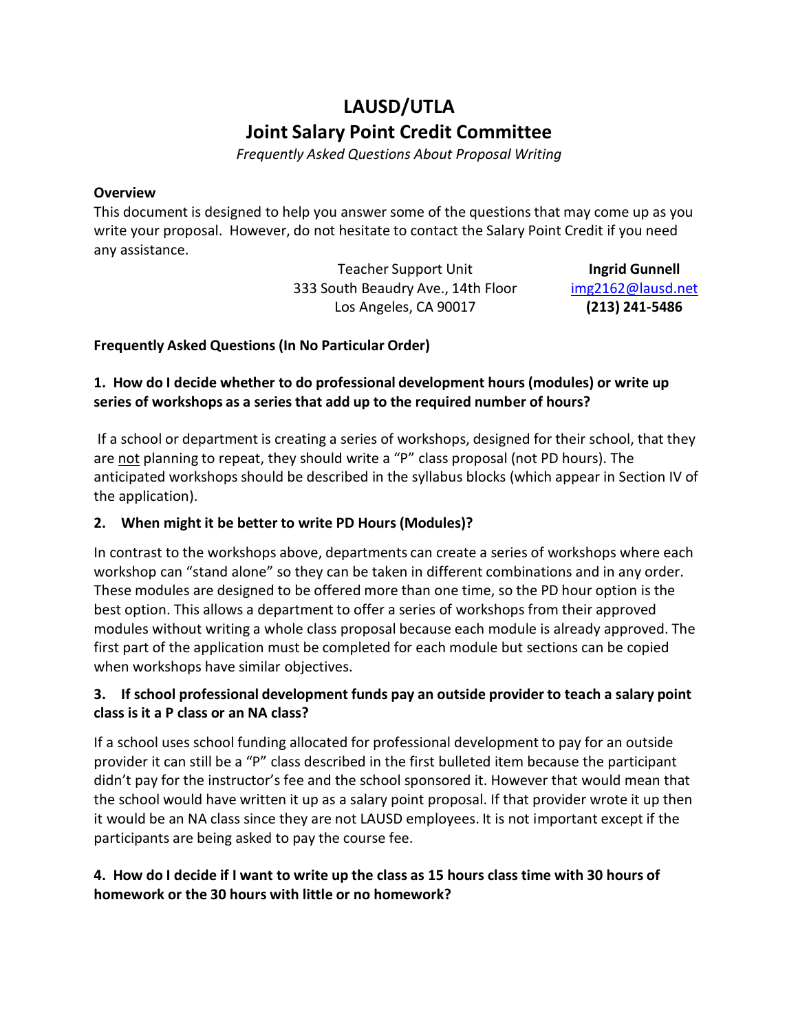# LAUSD/UTLA
# Joint Salary Point Credit Committee

*Frequently Asked Questions About Proposal Writing*

**Overview**

This document is designed to help you answer some of the questions that may come up as you write your proposal. However, do not hesitate to contact the Salary Point Credit if you need any assistance.

Teacher Support Unit
333 South Beaudry Ave., 14th Floor
Los Angeles, CA 90017

**Ingrid Gunnell**
img2162@lausd.net
**(213) 241-5486**

**Frequently Asked Questions (In No Particular Order)**

**1. How do I decide whether to do professional development hours (modules) or write up series of workshops as a series that add up to the required number of hours?**

If a school or department is creating a series of workshops, designed for their school, that they are <u>not</u> planning to repeat, they should write a "P" class proposal (not PD hours). The anticipated workshops should be described in the syllabus blocks (which appear in Section IV of the application).

**2. When might it be better to write PD Hours (Modules)?**

In contrast to the workshops above, departments can create a series of workshops where each workshop can "stand alone" so they can be taken in different combinations and in any order. These modules are designed to be offered more than one time, so the PD hour option is the best option. This allows a department to offer a series of workshops from their approved modules without writing a whole class proposal because each module is already approved. The first part of the application must be completed for each module but sections can be copied when workshops have similar objectives.

**3. If school professional development funds pay an outside provider to teach a salary point class is it a P class or an NA class?**

If a school uses school funding allocated for professional development to pay for an outside provider it can still be a "P" class described in the first bulleted item because the participant didn't pay for the instructor's fee and the school sponsored it. However that would mean that the school would have written it up as a salary point proposal. If that provider wrote it up then it would be an NA class since they are not LAUSD employees. It is not important except if the participants are being asked to pay the course fee.

**4. How do I decide if I want to write up the class as 15 hours class time with 30 hours of homework or the 30 hours with little or no homework?**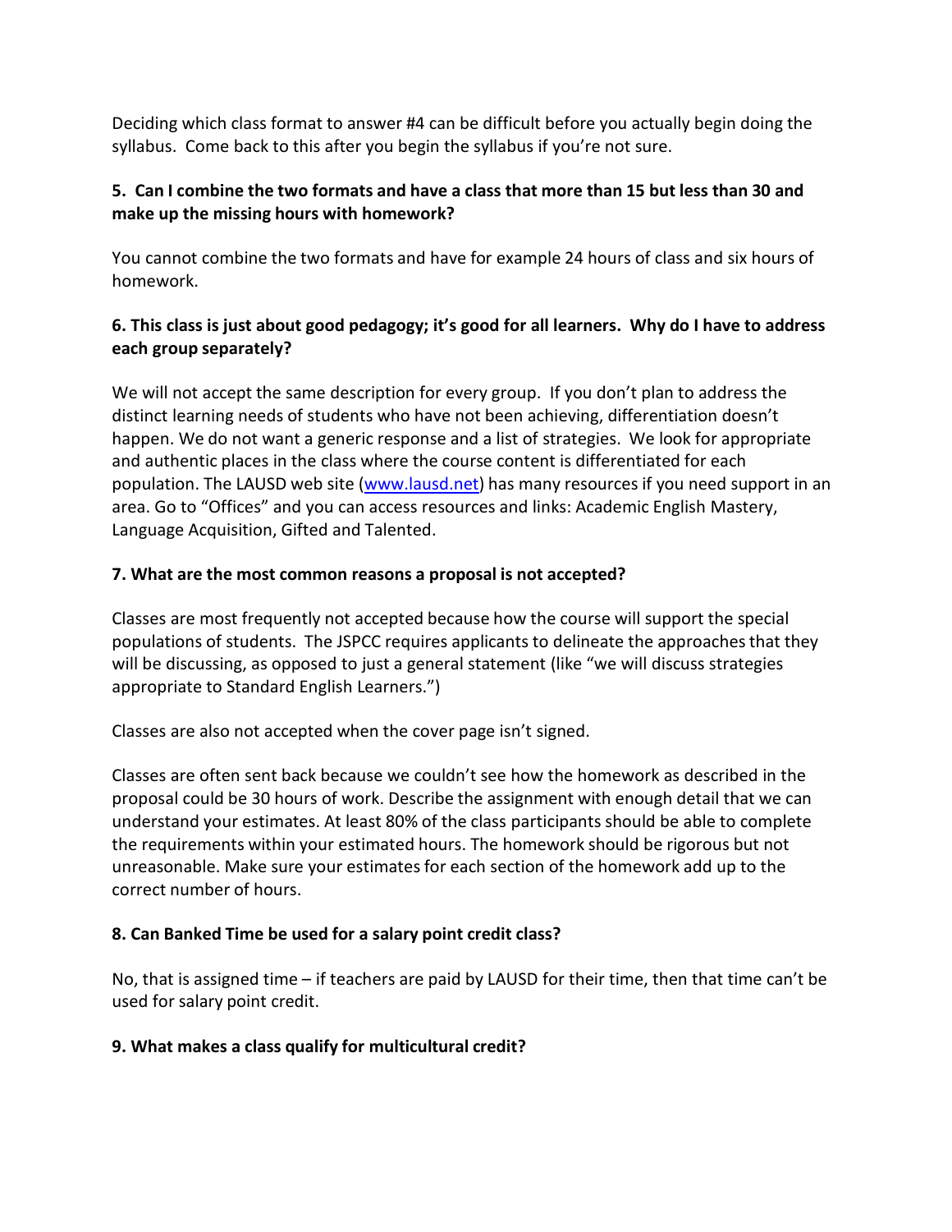Deciding which class format to answer #4 can be difficult before you actually begin doing the syllabus. Come back to this after you begin the syllabus if you're not sure.

**5. Can I combine the two formats and have a class that more than 15 but less than 30 and make up the missing hours with homework?**

You cannot combine the two formats and have for example 24 hours of class and six hours of homework.

**6. This class is just about good pedagogy; it's good for all learners. Why do I have to address each group separately?**

We will not accept the same description for every group. If you don't plan to address the distinct learning needs of students who have not been achieving, differentiation doesn't happen. We do not want a generic response and a list of strategies. We look for appropriate and authentic places in the class where the course content is differentiated for each population. The LAUSD web site ([www.lausd.net](www.lausd.net)) has many resources if you need support in an area. Go to "Offices" and you can access resources and links: Academic English Mastery, Language Acquisition, Gifted and Talented.

**7. What are the most common reasons a proposal is not accepted?**

Classes are most frequently not accepted because how the course will support the special populations of students. The JSPCC requires applicants to delineate the approaches that they will be discussing, as opposed to just a general statement (like "we will discuss strategies appropriate to Standard English Learners.")

Classes are also not accepted when the cover page isn't signed.

Classes are often sent back because we couldn't see how the homework as described in the proposal could be 30 hours of work. Describe the assignment with enough detail that we can understand your estimates. At least 80% of the class participants should be able to complete the requirements within your estimated hours. The homework should be rigorous but not unreasonable. Make sure your estimates for each section of the homework add up to the correct number of hours.

**8. Can Banked Time be used for a salary point credit class?**

No, that is assigned time – if teachers are paid by LAUSD for their time, then that time can't be used for salary point credit.

**9. What makes a class qualify for multicultural credit?**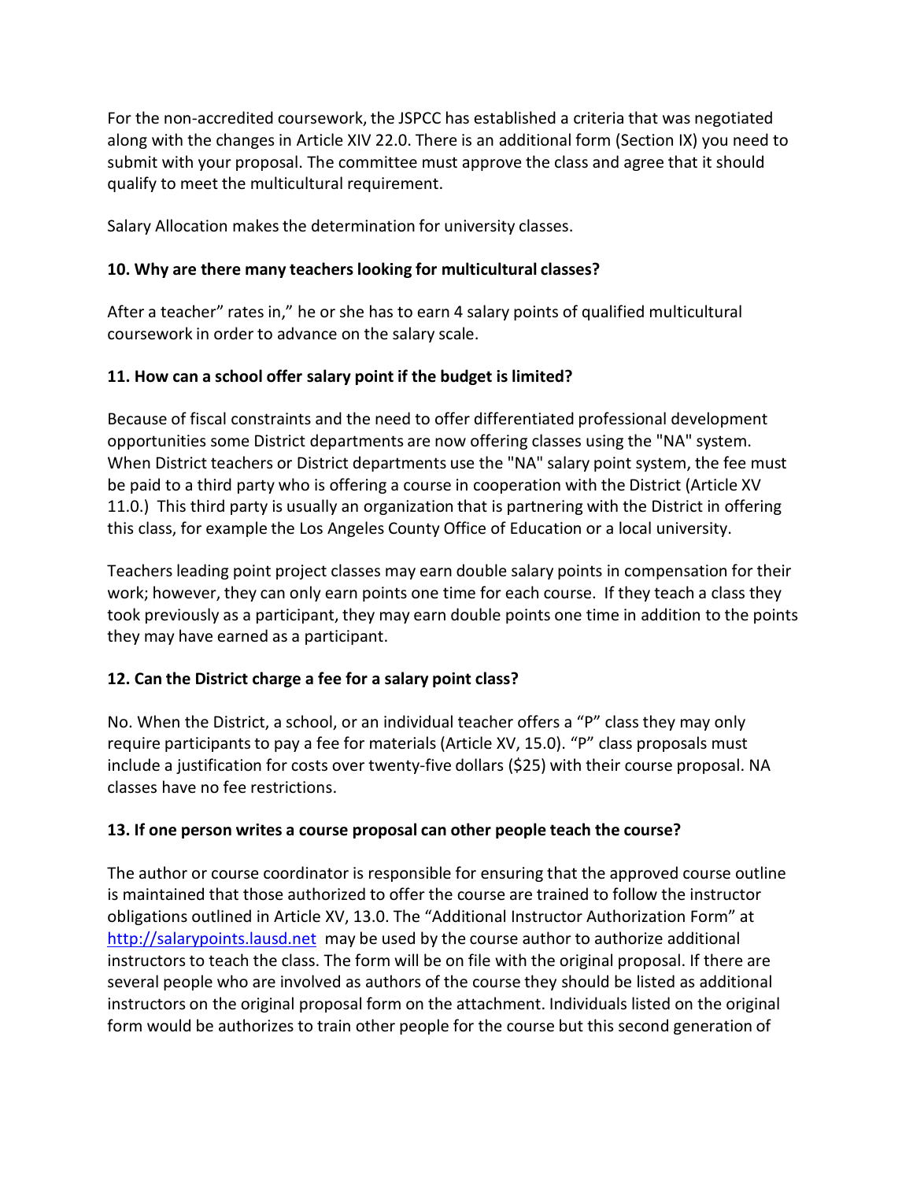For the non-accredited coursework, the JSPCC has established a criteria that was negotiated along with the changes in Article XIV 22.0. There is an additional form (Section IX) you need to submit with your proposal. The committee must approve the class and agree that it should qualify to meet the multicultural requirement.

Salary Allocation makes the determination for university classes.

**10. Why are there many teachers looking for multicultural classes?**

After a teacher" rates in," he or she has to earn 4 salary points of qualified multicultural coursework in order to advance on the salary scale.

**11. How can a school offer salary point if the budget is limited?**

Because of fiscal constraints and the need to offer differentiated professional development opportunities some District departments are now offering classes using the "NA" system. When District teachers or District departments use the "NA" salary point system, the fee must be paid to a third party who is offering a course in cooperation with the District (Article XV 11.0.) This third party is usually an organization that is partnering with the District in offering this class, for example the Los Angeles County Office of Education or a local university.

Teachers leading point project classes may earn double salary points in compensation for their work; however, they can only earn points one time for each course. If they teach a class they took previously as a participant, they may earn double points one time in addition to the points they may have earned as a participant.

**12. Can the District charge a fee for a salary point class?**

No. When the District, a school, or an individual teacher offers a "P" class they may only require participants to pay a fee for materials (Article XV, 15.0). "P" class proposals must include a justification for costs over twenty-five dollars ($25) with their course proposal. NA classes have no fee restrictions.

**13. If one person writes a course proposal can other people teach the course?**

The author or course coordinator is responsible for ensuring that the approved course outline is maintained that those authorized to offer the course are trained to follow the instructor obligations outlined in Article XV, 13.0. The "Additional Instructor Authorization Form" at http://salarypoints.lausd.net may be used by the course author to authorize additional instructors to teach the class. The form will be on file with the original proposal. If there are several people who are involved as authors of the course they should be listed as additional instructors on the original proposal form on the attachment. Individuals listed on the original form would be authorizes to train other people for the course but this second generation of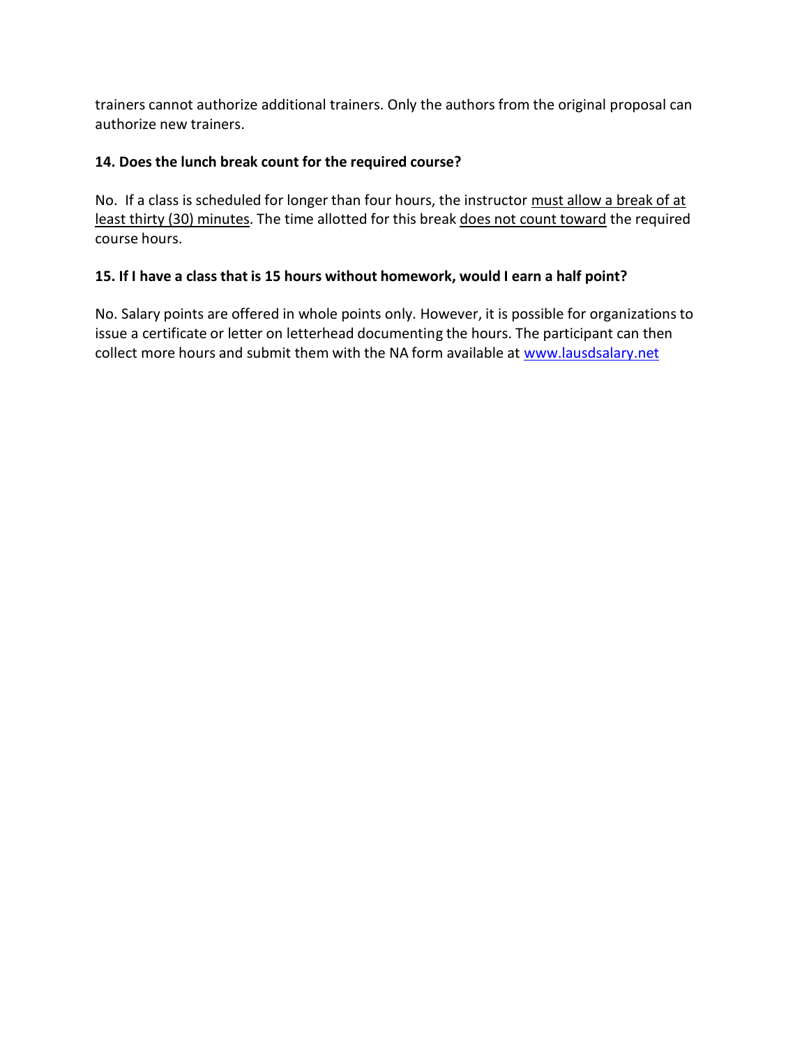trainers cannot authorize additional trainers. Only the authors from the original proposal can authorize new trainers.

**14. Does the lunch break count for the required course?**

No. If a class is scheduled for longer than four hours, the instructor must allow a break of at least thirty (30) minutes. The time allotted for this break does not count toward the required course hours.

**15. If I have a class that is 15 hours without homework, would I earn a half point?**

No. Salary points are offered in whole points only. However, it is possible for organizations to issue a certificate or letter on letterhead documenting the hours. The participant can then collect more hours and submit them with the NA form available at [www.lausdsalary.net](http://www.lausdsalary.net)